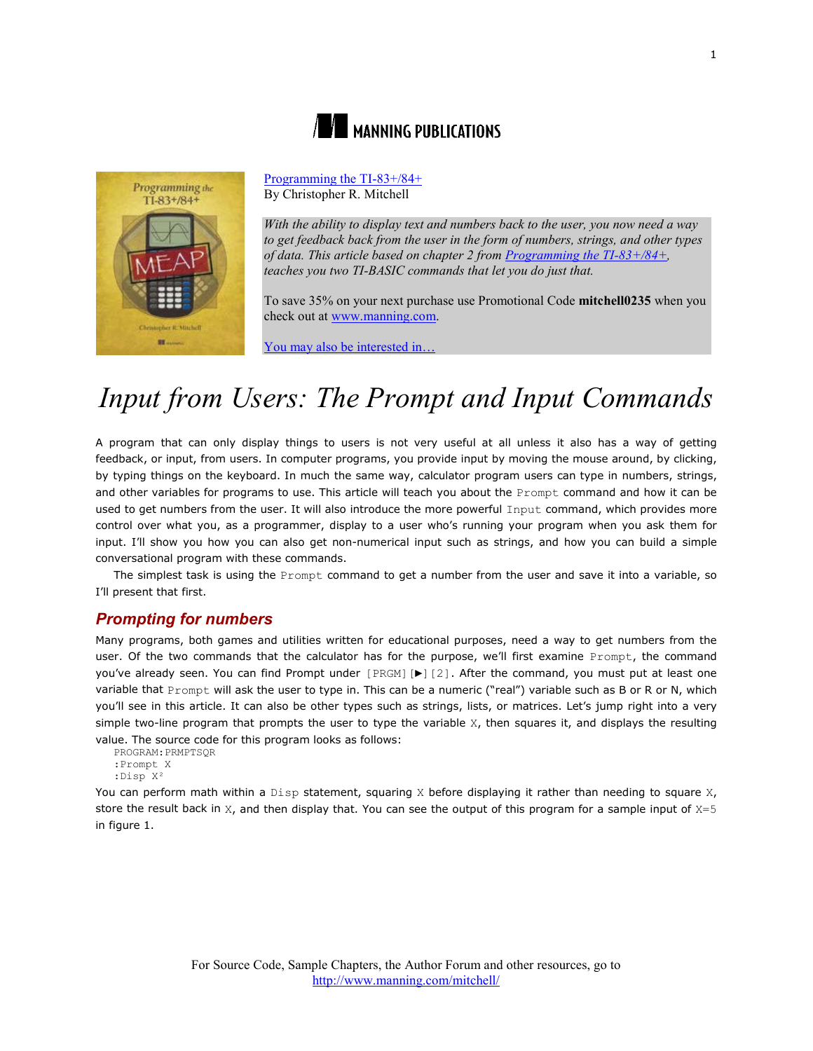MANNING PUBLICATIONS

Programming the TI-83+/84+
By Christopher R. Mitchell

*With the ability to display text and numbers back to the user, you now need a way to get feedback back from the user in the form of numbers, strings, and other types of data. This article based on chapter 2 from Programming the TI-83+/84+, teaches you two TI-BASIC commands that let you do just that.*

To save 35% on your next purchase use Promotional Code **mitchell0235** when you check out at www.manning.com.

You may also be interested in…

# *Input from Users: The Prompt and Input Commands*

A program that can only display things to users is not very useful at all unless it also has a way of getting feedback, or input, from users. In computer programs, you provide input by moving the mouse around, by clicking, by typing things on the keyboard. In much the same way, calculator program users can type in numbers, strings, and other variables for programs to use. This article will teach you about the `Prompt` command and how it can be used to get numbers from the user. It will also introduce the more powerful `Input` command, which provides more control over what you, as a programmer, display to a user who's running your program when you ask them for input. I'll show you how you can also get non-numerical input such as strings, and how you can build a simple conversational program with these commands.

The simplest task is using the `Prompt` command to get a number from the user and save it into a variable, so I'll present that first.

## Prompting for numbers

Many programs, both games and utilities written for educational purposes, need a way to get numbers from the user. Of the two commands that the calculator has for the purpose, we'll first examine `Prompt`, the command you've already seen. You can find Prompt under `[PRGM]` [►] `[2]`. After the command, you must put at least one variable that `Prompt` will ask the user to type in. This can be a numeric ("real") variable such as B or R or N, which you'll see in this article. It can also be other types such as strings, lists, or matrices. Let's jump right into a very simple two-line program that prompts the user to type the variable `X`, then squares it, and displays the resulting value. The source code for this program looks as follows:

```
PROGRAM:PRMPTSQR
:Prompt X
:Disp X²
```

You can perform math within a `Disp` statement, squaring `X` before displaying it rather than needing to square `X`, store the result back in `X`, and then display that. You can see the output of this program for a sample input of `X=5` in figure 1.

For Source Code, Sample Chapters, the Author Forum and other resources, go to http://www.manning.com/mitchell/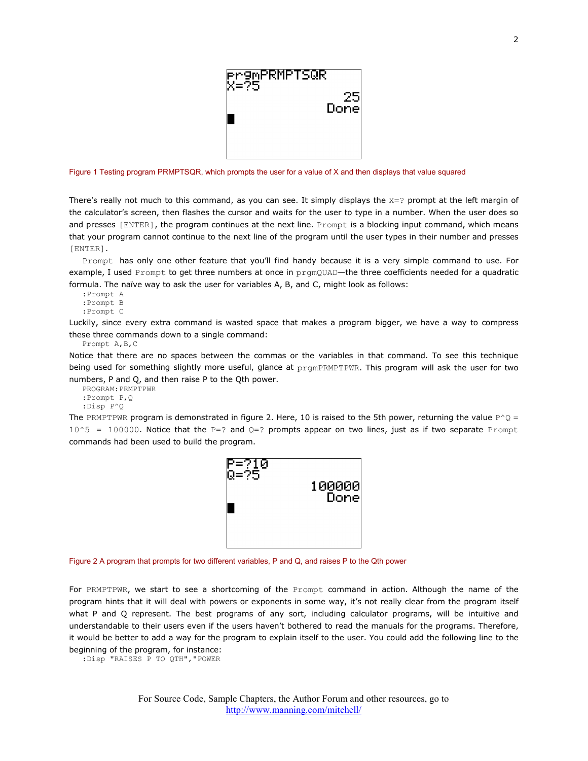Figure 1 Testing program PRMPTSQR, which prompts the user for a value of X and then displays that value squared

There's really not much to this command, as you can see. It simply displays the `X=?` prompt at the left margin of the calculator's screen, then flashes the cursor and waits for the user to type in a number. When the user does so and presses `[ENTER]`, the program continues at the next line. `Prompt` is a blocking input command, which means that your program cannot continue to the next line of the program until the user types in their number and presses `[ENTER]`.

`Prompt` has only one other feature that you'll find handy because it is a very simple command to use. For example, I used `Prompt` to get three numbers at once in `prgmQUAD`—the three coefficients needed for a quadratic formula. The naïve way to ask the user for variables A, B, and C, might look as follows:

```
:Prompt A
:Prompt B
:Prompt C
```

Luckily, since every extra command is wasted space that makes a program bigger, we have a way to compress these three commands down to a single command:

```
Prompt A,B,C
```

Notice that there are no spaces between the commas or the variables in that command. To see this technique being used for something slightly more useful, glance at `prgmPRMPTPWR`. This program will ask the user for two numbers, P and Q, and then raise P to the Qth power.

```
PROGRAM:PRMPTPWR
:Prompt P,Q
:Disp P^Q
```

The `PRMPTPWR` program is demonstrated in figure 2. Here, 10 is raised to the 5th power, returning the value `P^Q = 10^5 = 100000`. Notice that the `P=?` and `Q=?` prompts appear on two lines, just as if two separate `Prompt` commands had been used to build the program.

Figure 2 A program that prompts for two different variables, P and Q, and raises P to the Qth power

For `PRMPTPWR`, we start to see a shortcoming of the `Prompt` command in action. Although the name of the program hints that it will deal with powers or exponents in some way, it's not really clear from the program itself what P and Q represent. The best programs of any sort, including calculator programs, will be intuitive and understandable to their users even if the users haven't bothered to read the manuals for the programs. Therefore, it would be better to add a way for the program to explain itself to the user. You could add the following line to the beginning of the program, for instance:

```
:Disp "RAISES P TO QTH","POWER
```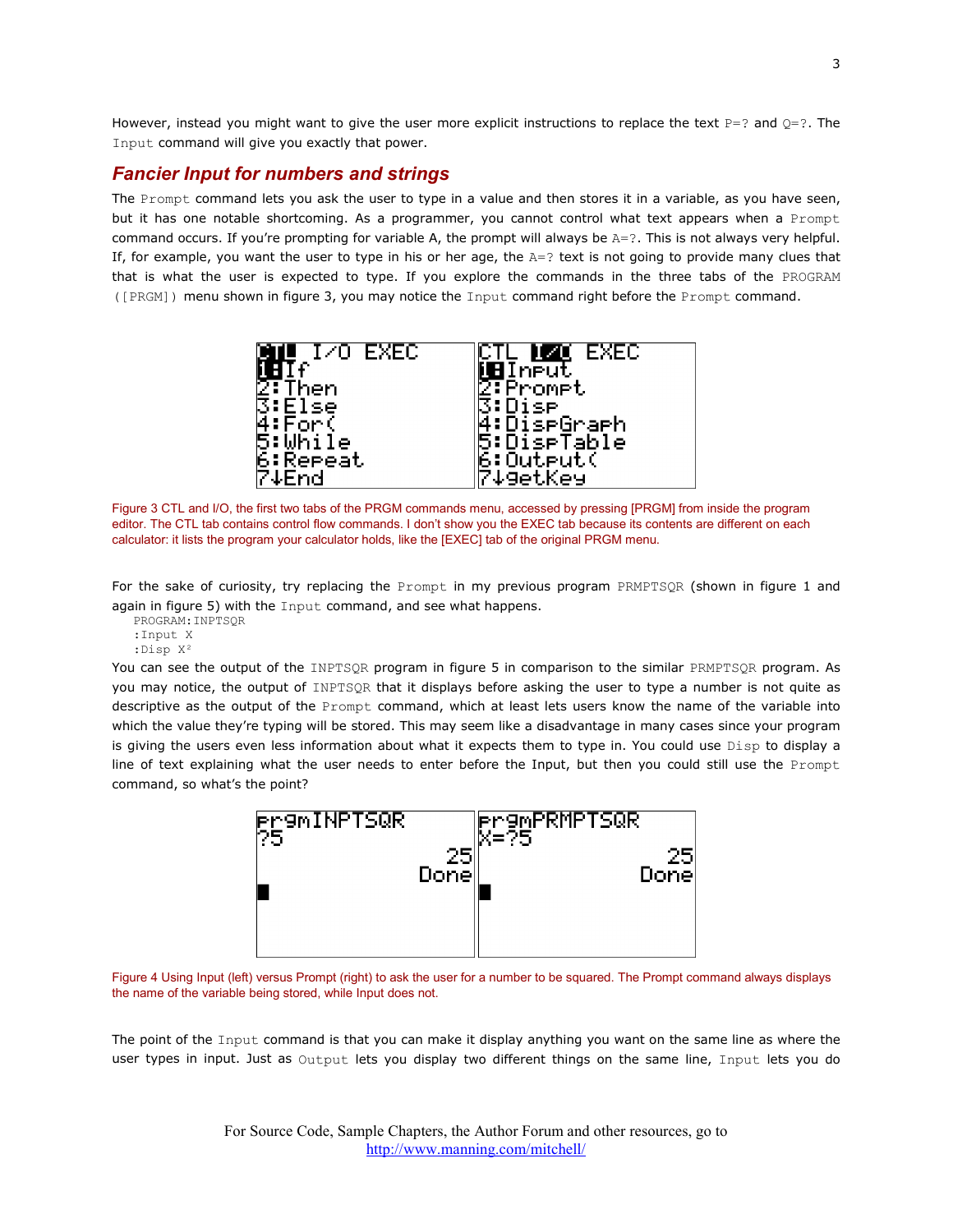However, instead you might want to give the user more explicit instructions to replace the text P=? and Q=?. The Input command will give you exactly that power.

## Fancier Input for numbers and strings

The Prompt command lets you ask the user to type in a value and then stores it in a variable, as you have seen, but it has one notable shortcoming. As a programmer, you cannot control what text appears when a Prompt command occurs. If you're prompting for variable A, the prompt will always be A=?. This is not always very helpful. If, for example, you want the user to type in his or her age, the A=? text is not going to provide many clues that that is what the user is expected to type. If you explore the commands in the three tabs of the PROGRAM ([PRGM]) menu shown in figure 3, you may notice the Input command right before the Prompt command.

Figure 3 CTL and I/O, the first two tabs of the PRGM commands menu, accessed by pressing [PRGM] from inside the program editor. The CTL tab contains control flow commands. I don't show you the EXEC tab because its contents are different on each calculator: it lists the program your calculator holds, like the [EXEC] tab of the original PRGM menu.

For the sake of curiosity, try replacing the Prompt in my previous program PRMPTSQR (shown in figure 1 and again in figure 5) with the Input command, and see what happens.

```
PROGRAM:INPTSQR
:Input X
:Disp X²
```

You can see the output of the INPTSQR program in figure 5 in comparison to the similar PRMPTSQR program. As you may notice, the output of INPTSQR that it displays before asking the user to type a number is not quite as descriptive as the output of the Prompt command, which at least lets users know the name of the variable into which the value they're typing will be stored. This may seem like a disadvantage in many cases since your program is giving the users even less information about what it expects them to type in. You could use Disp to display a line of text explaining what the user needs to enter before the Input, but then you could still use the Prompt command, so what's the point?

Figure 4 Using Input (left) versus Prompt (right) to ask the user for a number to be squared. The Prompt command always displays the name of the variable being stored, while Input does not.

The point of the Input command is that you can make it display anything you want on the same line as where the user types in input. Just as Output lets you display two different things on the same line, Input lets you do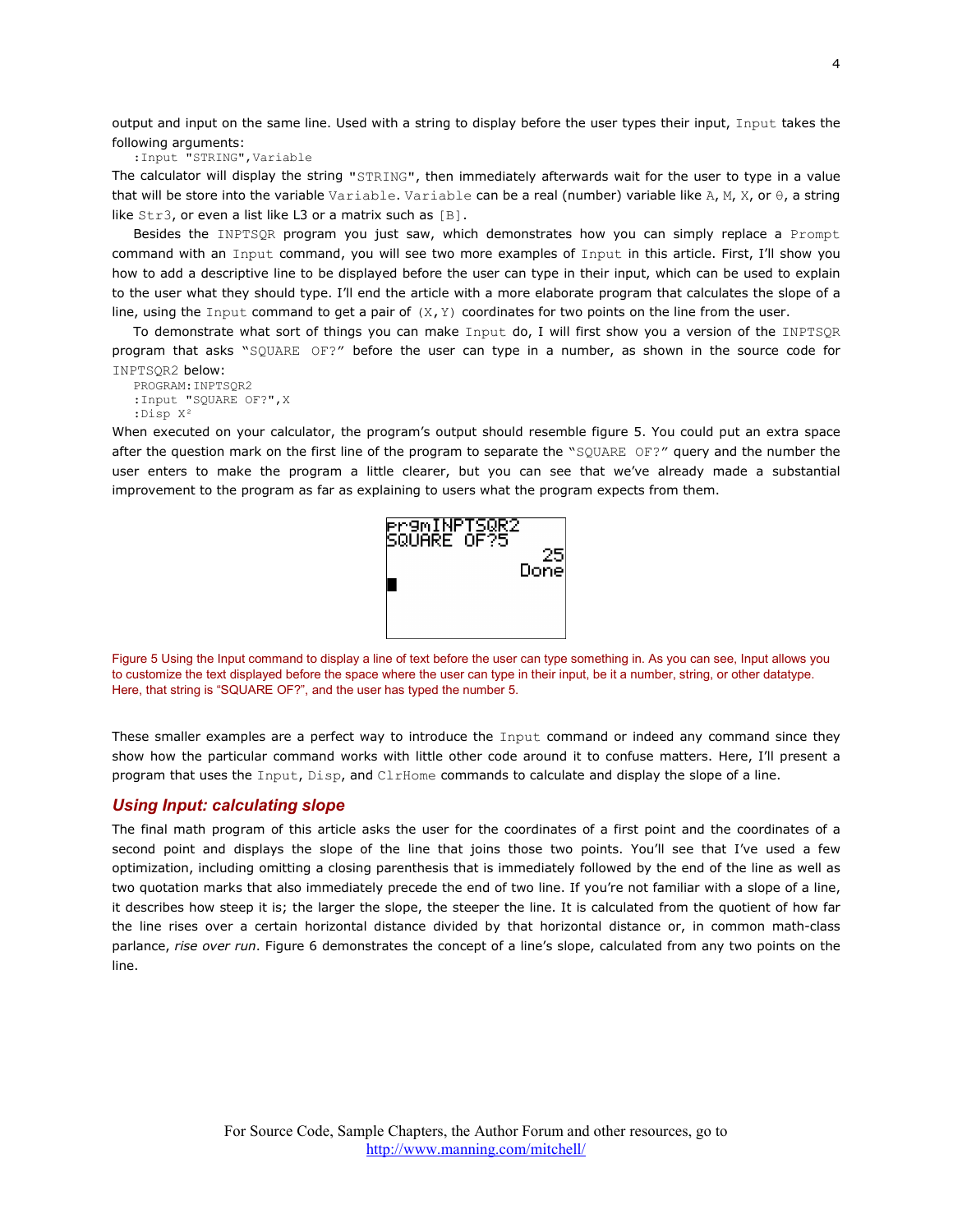output and input on the same line. Used with a string to display before the user types their input, `Input` takes the following arguments:

```
:Input "STRING",Variable
```

The calculator will display the string "STRING", then immediately afterwards wait for the user to type in a value that will be store into the variable `Variable`. `Variable` can be a real (number) variable like A, M, X, or θ, a string like Str3, or even a list like L3 or a matrix such as [B].

Besides the INPTSQR program you just saw, which demonstrates how you can simply replace a `Prompt` command with an `Input` command, you will see two more examples of `Input` in this article. First, I'll show you how to add a descriptive line to be displayed before the user can type in their input, which can be used to explain to the user what they should type. I'll end the article with a more elaborate program that calculates the slope of a line, using the `Input` command to get a pair of (X,Y) coordinates for two points on the line from the user.

To demonstrate what sort of things you can make `Input` do, I will first show you a version of the INPTSQR program that asks "SQUARE OF?" before the user can type in a number, as shown in the source code for INPTSQR2 below:

```
PROGRAM:INPTSQR2
:Input "SQUARE OF?",X
:Disp X²
```

When executed on your calculator, the program's output should resemble figure 5. You could put an extra space after the question mark on the first line of the program to separate the "SQUARE OF?" query and the number the user enters to make the program a little clearer, but you can see that we've already made a substantial improvement to the program as far as explaining to users what the program expects from them.

```
prgmINPTSQR2
SQUARE OF?5
              25
            Done
```

Figure 5 Using the Input command to display a line of text before the user can type something in. As you can see, Input allows you to customize the text displayed before the space where the user can type in their input, be it a number, string, or other datatype. Here, that string is "SQUARE OF?", and the user has typed the number 5.

These smaller examples are a perfect way to introduce the `Input` command or indeed any command since they show how the particular command works with little other code around it to confuse matters. Here, I'll present a program that uses the `Input`, `Disp`, and `ClrHome` commands to calculate and display the slope of a line.

### *Using Input: calculating slope*

The final math program of this article asks the user for the coordinates of a first point and the coordinates of a second point and displays the slope of the line that joins those two points. You'll see that I've used a few optimization, including omitting a closing parenthesis that is immediately followed by the end of the line as well as two quotation marks that also immediately precede the end of two line. If you're not familiar with a slope of a line, it describes how steep it is; the larger the slope, the steeper the line. It is calculated from the quotient of how far the line rises over a certain horizontal distance divided by that horizontal distance or, in common math-class parlance, *rise over run*. Figure 6 demonstrates the concept of a line's slope, calculated from any two points on the line.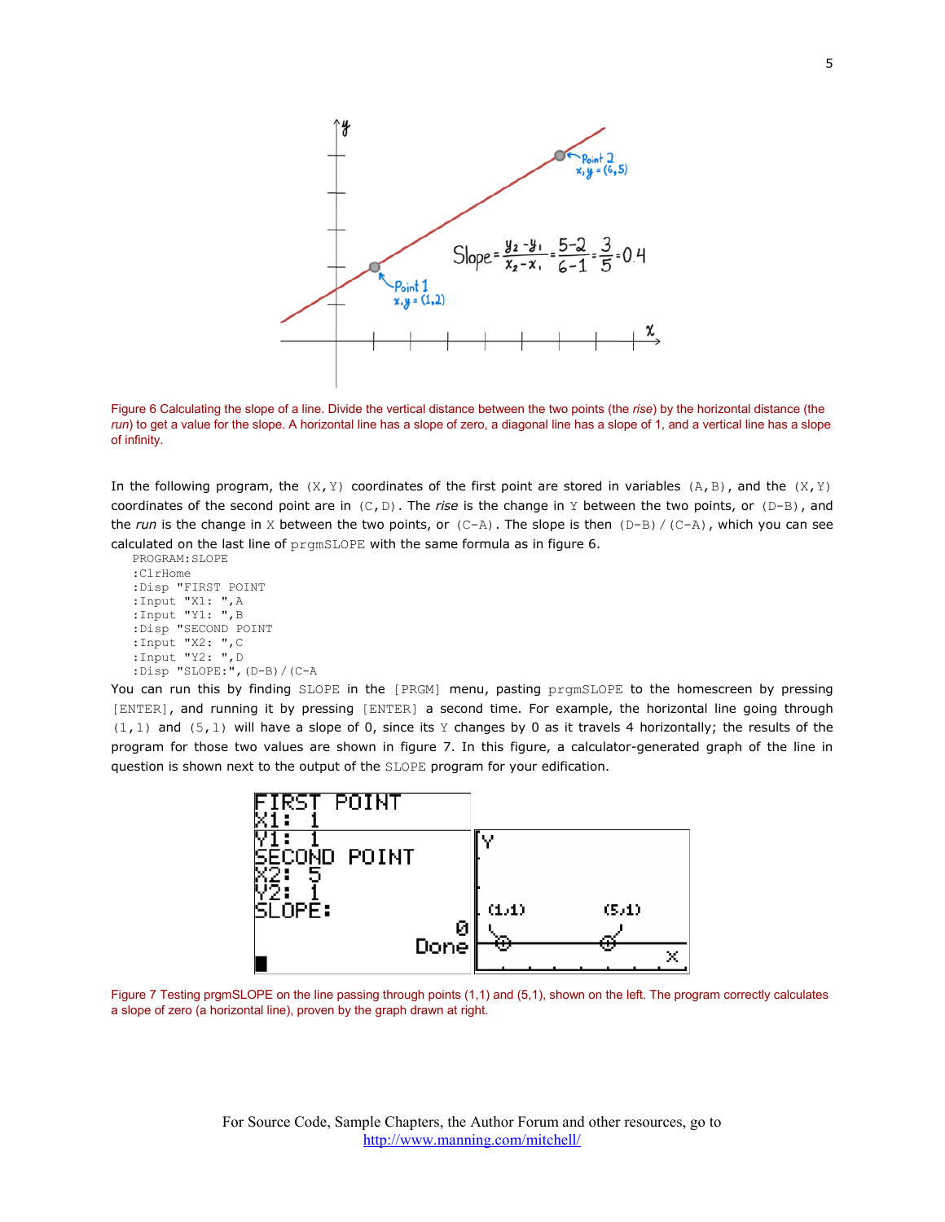Figure 6 Calculating the slope of a line. Divide the vertical distance between the two points (the *rise*) by the horizontal distance (the *run*) to get a value for the slope. A horizontal line has a slope of zero, a diagonal line has a slope of 1, and a vertical line has a slope of infinity.

In the following program, the (X,Y) coordinates of the first point are stored in variables (A,B), and the (X,Y) coordinates of the second point are in (C,D). The *rise* is the change in Y between the two points, or (D-B), and the *run* is the change in X between the two points, or (C-A). The slope is then (D-B)/(C-A), which you can see calculated on the last line of prgmSLOPE with the same formula as in figure 6.

```
PROGRAM:SLOPE
:ClrHome
:Disp "FIRST POINT
:Input "X1: ",A
:Input "Y1: ",B
:Disp "SECOND POINT
:Input "X2: ",C
:Input "Y2: ",D
:Disp "SLOPE:",(D-B)/(C-A
```

You can run this by finding SLOPE in the [PRGM] menu, pasting prgmSLOPE to the homescreen by pressing [ENTER], and running it by pressing [ENTER] a second time. For example, the horizontal line going through (1,1) and (5,1) will have a slope of 0, since its Y changes by 0 as it travels 4 horizontally; the results of the program for those two values are shown in figure 7. In this figure, a calculator-generated graph of the line in question is shown next to the output of the SLOPE program for your edification.

Figure 7 Testing prgmSLOPE on the line passing through points (1,1) and (5,1), shown on the left. The program correctly calculates a slope of zero (a horizontal line), proven by the graph drawn at right.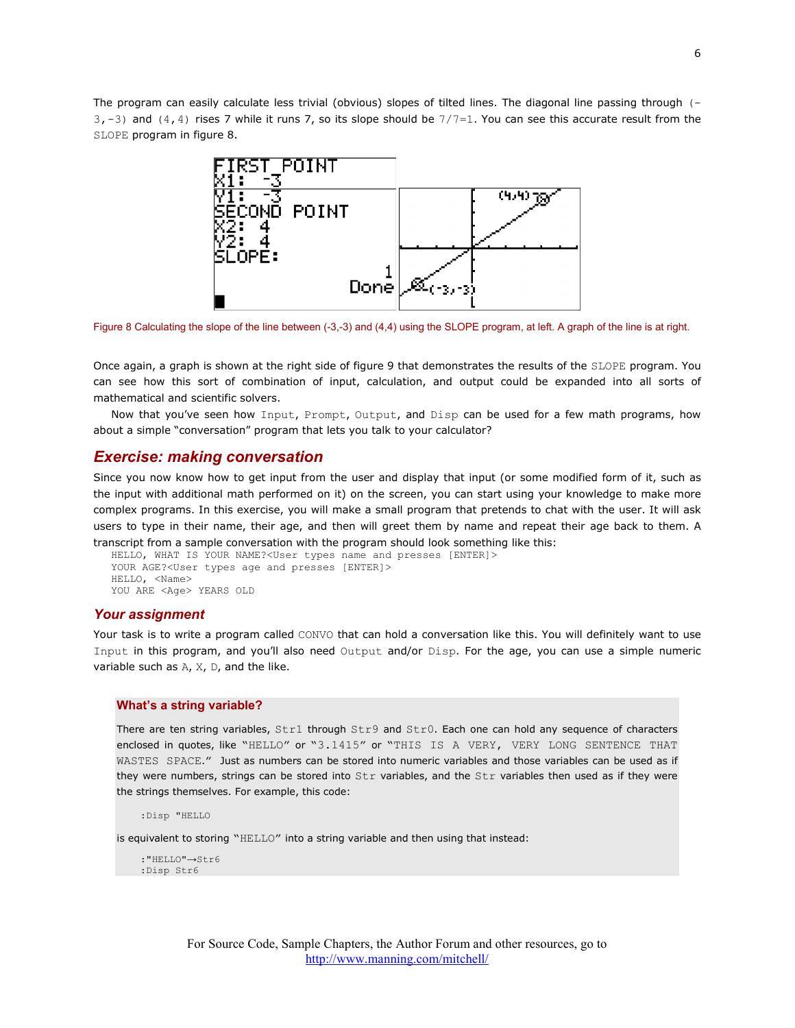The program can easily calculate less trivial (obvious) slopes of tilted lines. The diagonal line passing through (-3,-3) and (4,4) rises 7 while it runs 7, so its slope should be 7/7=1. You can see this accurate result from the SLOPE program in figure 8.

Figure 8 Calculating the slope of the line between (-3,-3) and (4,4) using the SLOPE program, at left. A graph of the line is at right.

Once again, a graph is shown at the right side of figure 9 that demonstrates the results of the SLOPE program. You can see how this sort of combination of input, calculation, and output could be expanded into all sorts of mathematical and scientific solvers.

Now that you've seen how Input, Prompt, Output, and Disp can be used for a few math programs, how about a simple "conversation" program that lets you talk to your calculator?

## Exercise: making conversation

Since you now know how to get input from the user and display that input (or some modified form of it, such as the input with additional math performed on it) on the screen, you can start using your knowledge to make more complex programs. In this exercise, you will make a small program that pretends to chat with the user. It will ask users to type in their name, their age, and then will greet them by name and repeat their age back to them. A transcript from a sample conversation with the program should look something like this:

```
HELLO, WHAT IS YOUR NAME?<User types name and presses [ENTER]>
YOUR AGE?<User types age and presses [ENTER]>
HELLO, <Name>
YOU ARE <Age> YEARS OLD
```

### Your assignment

Your task is to write a program called CONVO that can hold a conversation like this. You will definitely want to use Input in this program, and you'll also need Output and/or Disp. For the age, you can use a simple numeric variable such as A, X, D, and the like.

#### What's a string variable?

There are ten string variables, Str1 through Str9 and Str0. Each one can hold any sequence of characters enclosed in quotes, like "HELLO" or "3.1415" or "THIS IS A VERY, VERY LONG SENTENCE THAT WASTES SPACE." Just as numbers can be stored into numeric variables and those variables can be used as if they were numbers, strings can be stored into Str variables, and the Str variables then used as if they were the strings themselves. For example, this code:

```
:Disp "HELLO
```

is equivalent to storing "HELLO" into a string variable and then using that instead:

```
:"HELLO"→Str6
:Disp Str6
```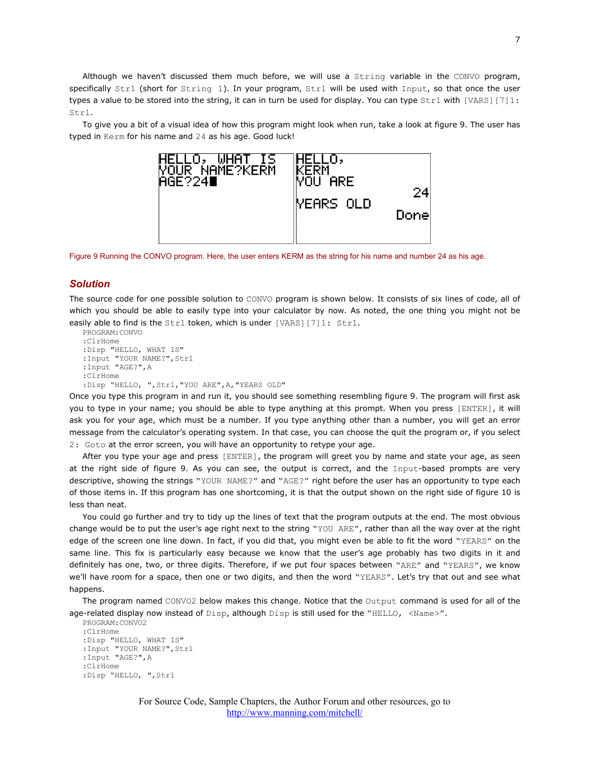Although we haven't discussed them much before, we will use a `String` variable in the `CONVO` program, specifically `Str1` (short for `String 1`). In your program, `Str1` will be used with `Input`, so that once the user types a value to be stored into the string, it can in turn be used for display. You can type `Str1` with `[VARS][7]1: Str1`.

To give you a bit of a visual idea of how this program might look when run, take a look at figure 9. The user has typed in `Kerm` for his name and `24` as his age. Good luck!

Figure 9 Running the CONVO program. Here, the user enters KERM as the string for his name and number 24 as his age.

## *Solution*

The source code for one possible solution to `CONVO` program is shown below. It consists of six lines of code, all of which you should be able to easily type into your calculator by now. As noted, the one thing you might not be easily able to find is the `Str1` token, which is under `[VARS][7]1: Str1`.

```
PROGRAM:CONVO
:ClrHome
:Disp "HELLO, WHAT IS"
:Input "YOUR NAME?",Str1
:Input "AGE?",A
:ClrHome
:Disp "HELLO, ",Str1,"YOU ARE",A,"YEARS OLD"
```

Once you type this program in and run it, you should see something resembling figure 9. The program will first ask you to type in your name; you should be able to type anything at this prompt. When you press `[ENTER]`, it will ask you for your age, which must be a number. If you type anything other than a number, you will get an error message from the calculator's operating system. In that case, you can choose the quit the program or, if you select `2: Goto` at the error screen, you will have an opportunity to retype your age.

After you type your age and press `[ENTER]`, the program will greet you by name and state your age, as seen at the right side of figure 9. As you can see, the output is correct, and the `Input`-based prompts are very descriptive, showing the strings "`YOUR NAME?`" and "`AGE?`" right before the user has an opportunity to type each of those items in. If this program has one shortcoming, it is that the output shown on the right side of figure 10 is less than neat.

You could go further and try to tidy up the lines of text that the program outputs at the end. The most obvious change would be to put the user's age right next to the string "`YOU ARE`", rather than all the way over at the right edge of the screen one line down. In fact, if you did that, you might even be able to fit the word "`YEARS`" on the same line. This fix is particularly easy because we know that the user's age probably has two digits in it and definitely has one, two, or three digits. Therefore, if we put four spaces between "`ARE`" and "`YEARS`", we know we'll have room for a space, then one or two digits, and then the word "`YEARS`". Let's try that out and see what happens.

The program named `CONVO2` below makes this change. Notice that the `Output` command is used for all of the age-related display now instead of `Disp`, although `Disp` is still used for the "`HELLO, <Name>`".

```
PROGRAM:CONVO2
:ClrHome
:Disp "HELLO, WHAT IS"
:Input "YOUR NAME?",Str1
:Input "AGE?",A
:ClrHome
:Disp "HELLO, ",Str1
```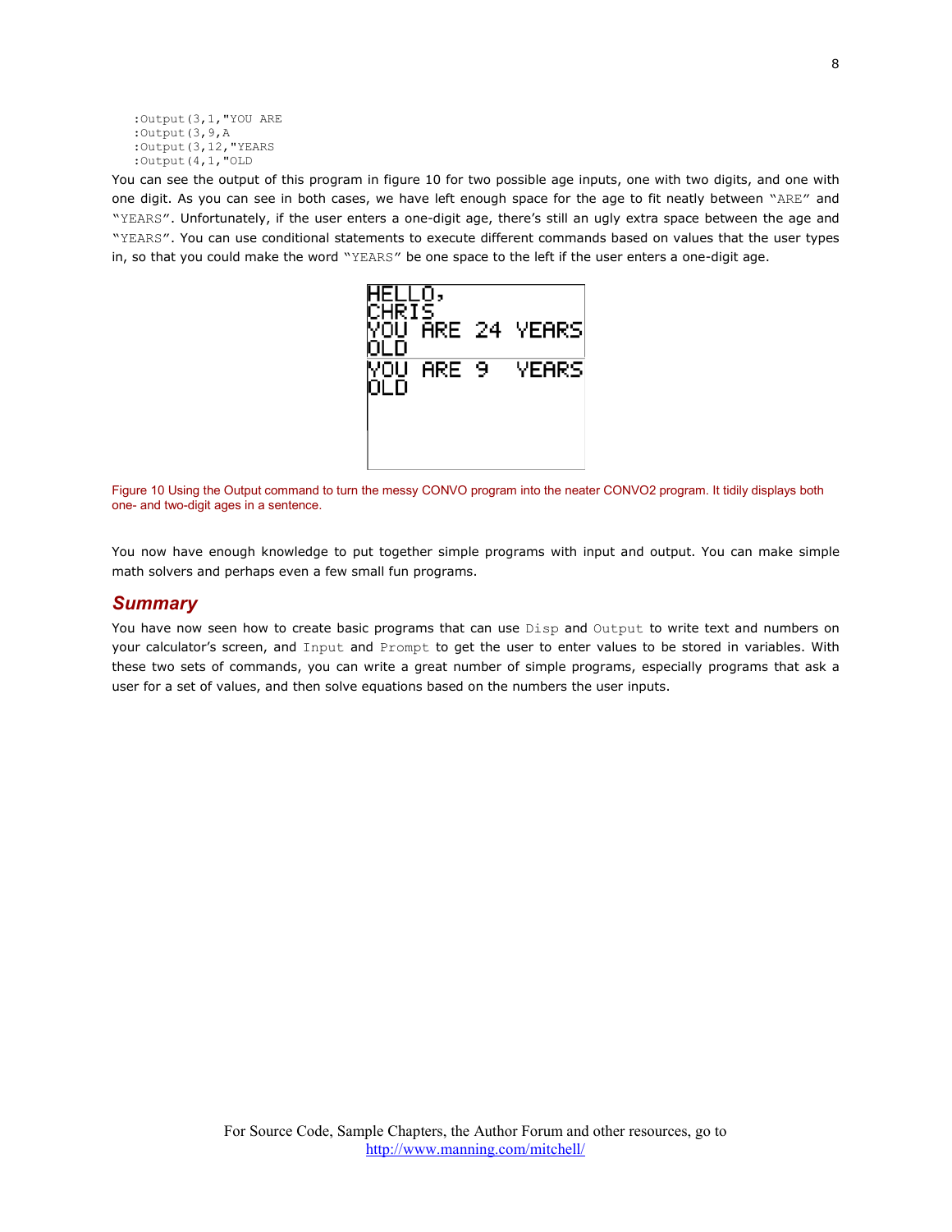```
:Output(3,1,"YOU ARE
:Output(3,9,A
:Output(3,12,"YEARS
:Output(4,1,"OLD
```

You can see the output of this program in figure 10 for two possible age inputs, one with two digits, and one with one digit. As you can see in both cases, we have left enough space for the age to fit neatly between "ARE" and "YEARS". Unfortunately, if the user enters a one-digit age, there's still an ugly extra space between the age and "YEARS". You can use conditional statements to execute different commands based on values that the user types in, so that you could make the word "YEARS" be one space to the left if the user enters a one-digit age.

Figure 10 Using the Output command to turn the messy CONVO program into the neater CONVO2 program. It tidily displays both one- and two-digit ages in a sentence.

You now have enough knowledge to put together simple programs with input and output. You can make simple math solvers and perhaps even a few small fun programs.

## Summary

You have now seen how to create basic programs that can use `Disp` and `Output` to write text and numbers on your calculator's screen, and `Input` and `Prompt` to get the user to enter values to be stored in variables. With these two sets of commands, you can write a great number of simple programs, especially programs that ask a user for a set of values, and then solve equations based on the numbers the user inputs.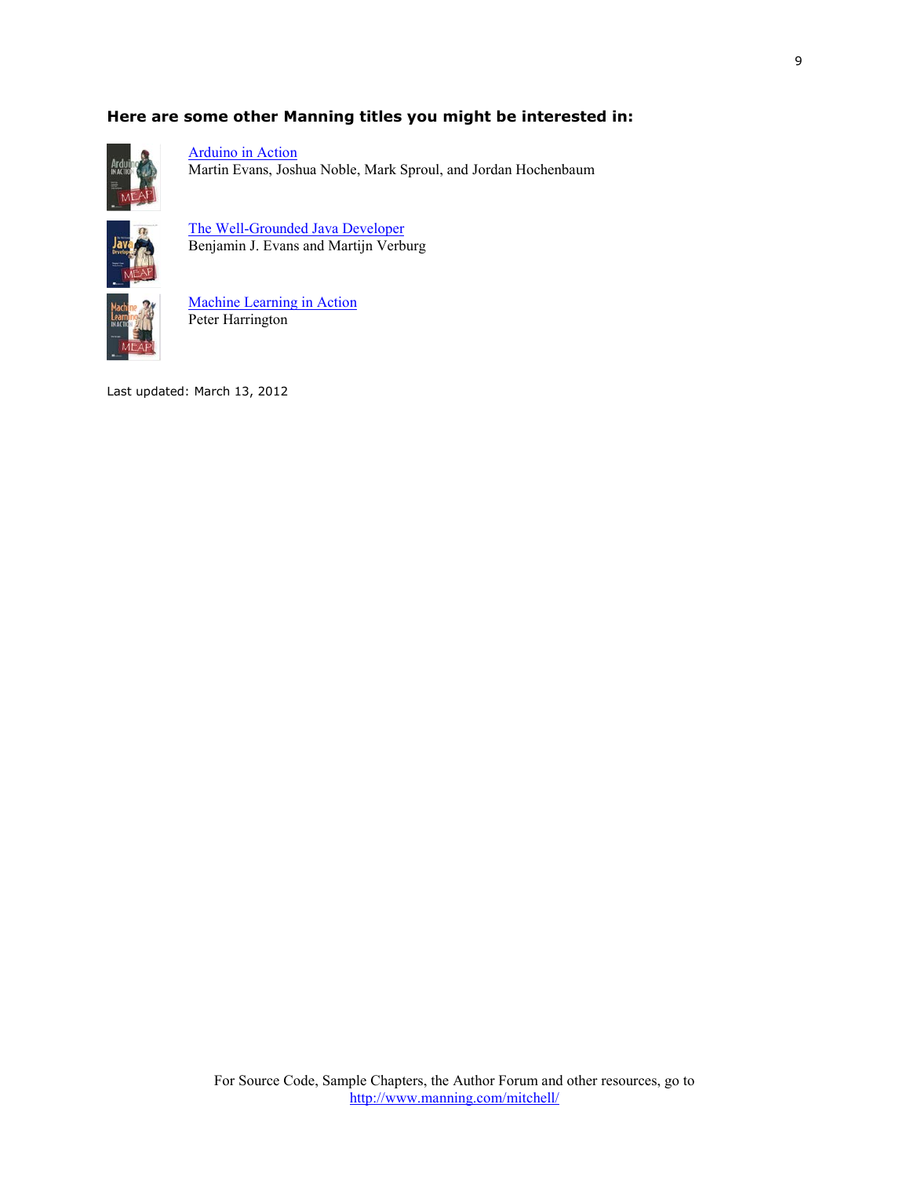**Here are some other Manning titles you might be interested in:**

Arduino in Action
Martin Evans, Joshua Noble, Mark Sproul, and Jordan Hochenbaum

The Well-Grounded Java Developer
Benjamin J. Evans and Martijn Verburg

Machine Learning in Action
Peter Harrington

Last updated: March 13, 2012